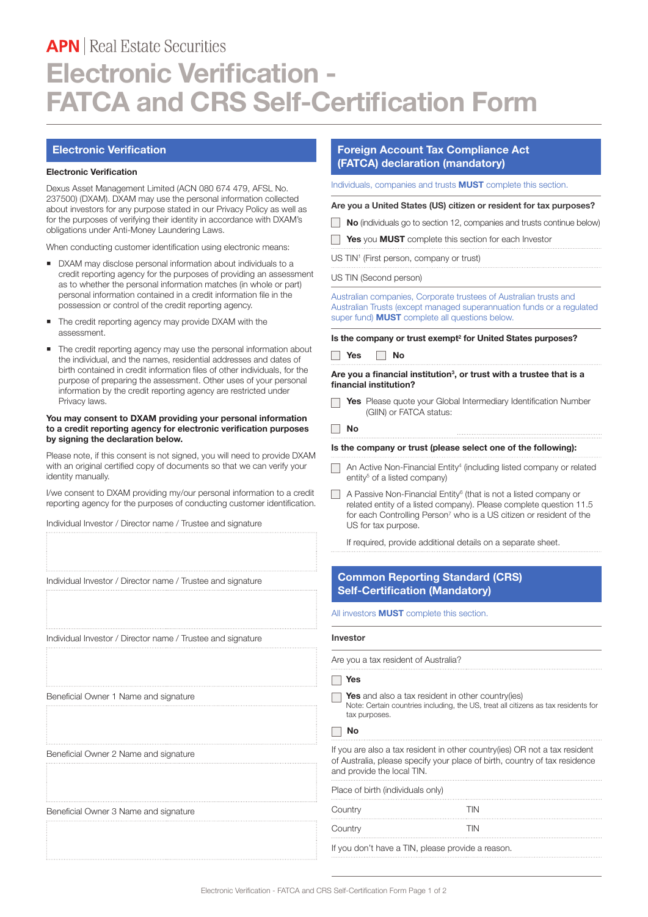**APN** | Real Estate Securities

# Electronic Verification - FATCA and CRS Self-Certification Form

## Electronic Verification

**Electronic Verification**

Dexus Asset Management Limited (ACN 080 674 479, AFSL No. 237500) (DXAM). DXAM may use the personal information collected about investors for any purpose stated in our Privacy Policy as well as for the purposes of verifying their identity in accordance with DXAM's obligations under Anti-Money Laundering Laws.

When conducting customer identification using electronic means:

- DXAM may disclose personal information about individuals to a credit reporting agency for the purposes of providing an assessment as to whether the personal information matches (in whole or part) personal information contained in a credit information file in the possession or control of the credit reporting agency.
- The credit reporting agency may provide DXAM with the assessment.
- The credit reporting agency may use the personal information about the individual, and the names, residential addresses and dates of birth contained in credit information files of other individuals, for the purpose of preparing the assessment. Other uses of your personal information by the credit reporting agency are restricted under Privacy laws.

**You may consent to DXAM providing your personal information to a credit reporting agency for electronic verification purposes by signing the declaration below.**

Please note, if this consent is not signed, you will need to provide DXAM with an original certified copy of documents so that we can verify your identity manually.

I/we consent to DXAM providing my/our personal information to a credit reporting agency for the purposes of conducting customer identification.

Individual Investor / Director name / Trustee and signature

Individual Investor / Director name / Trustee and signature

Individual Investor / Director name / Trustee and signature

Beneficial Owner 1 Name and signature

Beneficial Owner 2 Name and signature

Beneficial Owner 3 Name and signature

## Foreign Account Tax Compliance Act (FATCA) declaration (mandatory)

Individuals, companies and trusts **MUST** complete this section.

**Are you a United States (US) citizen or resident for tax purposes?**

☐ **No** (individuals go to section 12, companies and trusts continue below)

☐ **Yes** you **MUST** complete this section for each Investor

US TIN[1] (First person, company or trust)

US TIN (Second person)

Australian companies, Corporate trustees of Australian trusts and Australian Trusts (except managed superannuation funds or a regulated super fund) **MUST** complete all questions below.

**Is the company or trust exempt[2] for United States purposes?**

☐ **Yes** ☐ **No**

**Are you a financial institution[3], or trust with a trustee that is a financial institution?**

☐ **Yes** Please quote your Global Intermediary Identification Number (GIIN) or FATCA status:

☐ **No**

**Is the company or trust (please select one of the following):**

☐ An Active Non-Financial Entity[4] (including listed company or related entity[5] of a listed company)

☐ A Passive Non-Financial Entity[6] (that is not a listed company or related entity of a listed company). Please complete question 11.5 for each Controlling Person[7] who is a US citizen or resident of the US for tax purpose.

If required, provide additional details on a separate sheet.

## Common Reporting Standard (CRS) Self-Certification (Mandatory)

All investors **MUST** complete this section.

**Investor**

Are you a tax resident of Australia?

☐ **Yes**

☐ **Yes** and also a tax resident in other country(ies)
Note: Certain countries including, the US, treat all citizens as tax residents for tax purposes.

☐ **No**

If you are also a tax resident in other country(ies) OR not a tax resident of Australia, please specify your place of birth, country of tax residence and provide the local TIN.

Place of birth (individuals only)

Country TIN

Country TIN

If you don't have a TIN, please provide a reason.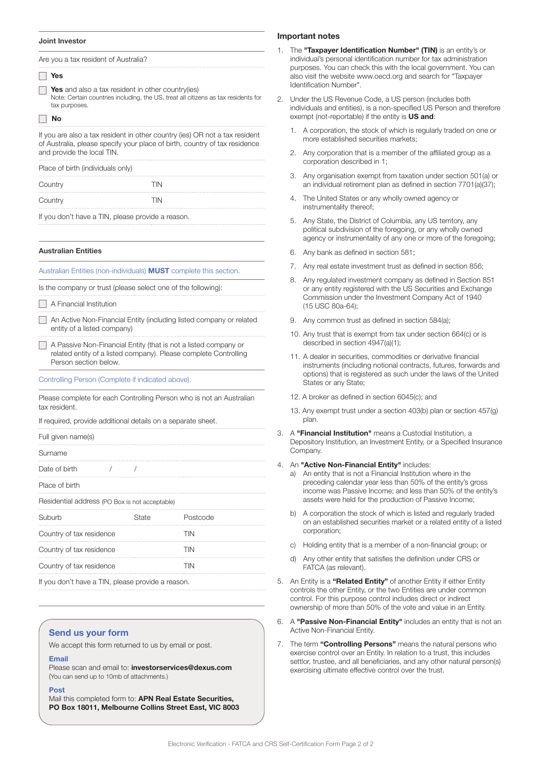### Joint Investor

Are you a tax resident of Australia?

- [ ] **Yes**
- [ ] **Yes** and also a tax resident in other country(ies)
  Note: Certain countries including, the US, treat all citizens as tax residents for tax purposes.
- [ ] **No**

If you are also a tax resident in other country (ies) OR not a tax resident of Australia, please specify your place of birth, country of tax residence and provide the local TIN.

Place of birth (individuals only)

| | |
|---|---|
| Country | TIN |
| Country | TIN |

If you don't have a TIN, please provide a reason.

### Australian Entities

Australian Entities (non-individuals) **MUST** complete this section.

Is the company or trust (please select one of the following):

- [ ] A Financial Institution
- [ ] An Active Non-Financial Entity (including listed company or related entity of a listed company)
- [ ] A Passive Non-Financial Entity (that is not a listed company or related entity of a listed company). Please complete Controlling Person section below.

Controlling Person (Complete if indicated above).

Please complete for each Controlling Person who is not an Australian tax resident.

If required, provide additional details on a separate sheet.

Full given name(s)

Surname

Date of birth / /

Place of birth

Residential address (PO Box is not acceptable)

| | | |
|---|---|---|
| Suburb | State | Postcode |

| | |
|---|---|
| Country of tax residence | TIN |
| Country of tax residence | TIN |
| Country of tax residence | TIN |

If you don't have a TIN, please provide a reason.

## Send us your form

We accept this form returned to us by email or post.

**Email**
Please scan and email to: **investorservices@dexus.com**
(You can send up to 10mb of attachments.)

**Post**
Mail this completed form to: **APN Real Estate Securities, PO Box 18011, Melbourne Collins Street East, VIC 8003**

## Important notes

1. The **"Taxpayer Identification Number" (TIN)** is an entity's or individual's personal identification number for tax administration purposes. You can check this with the local government. You can also visit the website www.oecd.org and search for "Taxpayer Identification Number".
2. Under the US Revenue Code, a US person (includes both individuals and entities), is a non-specified US Person and therefore exempt (not-reportable) if the entity is **US and**:
   1. A corporation, the stock of which is regularly traded on one or more established securities markets;
   2. Any corporation that is a member of the affiliated group as a corporation described in 1;
   3. Any organisation exempt from taxation under section 501(a) or an individual retirement plan as defined in section 7701(a)(37);
   4. The United States or any wholly owned agency or instrumentality thereof;
   5. Any State, the District of Columbia, any US territory, any political subdivision of the foregoing, or any wholly owned agency or instrumentality of any one or more of the foregoing;
   6. Any bank as defined in section 581;
   7. Any real estate investment trust as defined in section 856;
   8. Any regulated investment company as defined in Section 851 or any entity registered with the US Securities and Exchange Commission under the Investment Company Act of 1940 (15 USC 80a-64);
   9. Any common trust as defined in section 584(a);
   10. Any trust that is exempt from tax under section 664(c) or is described in section 4947(a)(1);
   11. A dealer in securities, commodities or derivative financial instruments (including notional contracts, futures, forwards and options) that is registered as such under the laws of the United States or any State;
   12. A broker as defined in section 6045(c); and
   13. Any exempt trust under a section 403(b) plan or section 457(g) plan.
3. A **"Financial Institution"** means a Custodial Institution, a Depository Institution, an Investment Entity, or a Specified Insurance Company.
4. An **"Active Non-Financial Entity"** includes:
   a) An entity that is not a Financial Institution where in the preceding calendar year less than 50% of the entity's gross income was Passive Income; and less than 50% of the entity's assets were held for the production of Passive Income;
   b) A corporation the stock of which is listed and regularly traded on an established securities market or a related entity of a listed corporation;
   c) Holding entity that is a member of a non-financial group; or
   d) Any other entity that satisfies the definition under CRS or FATCA (as relevant).
5. An Entity is a **"Related Entity"** of another Entity if either Entity controls the other Entity, or the two Entities are under common control. For this purpose control includes direct or indirect ownership of more than 50% of the vote and value in an Entity.
6. A **"Passive Non-Financial Entity"** includes an entity that is not an Active Non-Financial Entity.
7. The term **"Controlling Persons"** means the natural persons who exercise control over an Entity. In relation to a trust, this includes settlor, trustee, and all beneficiaries, and any other natural person(s) exercising ultimate effective control over the trust.